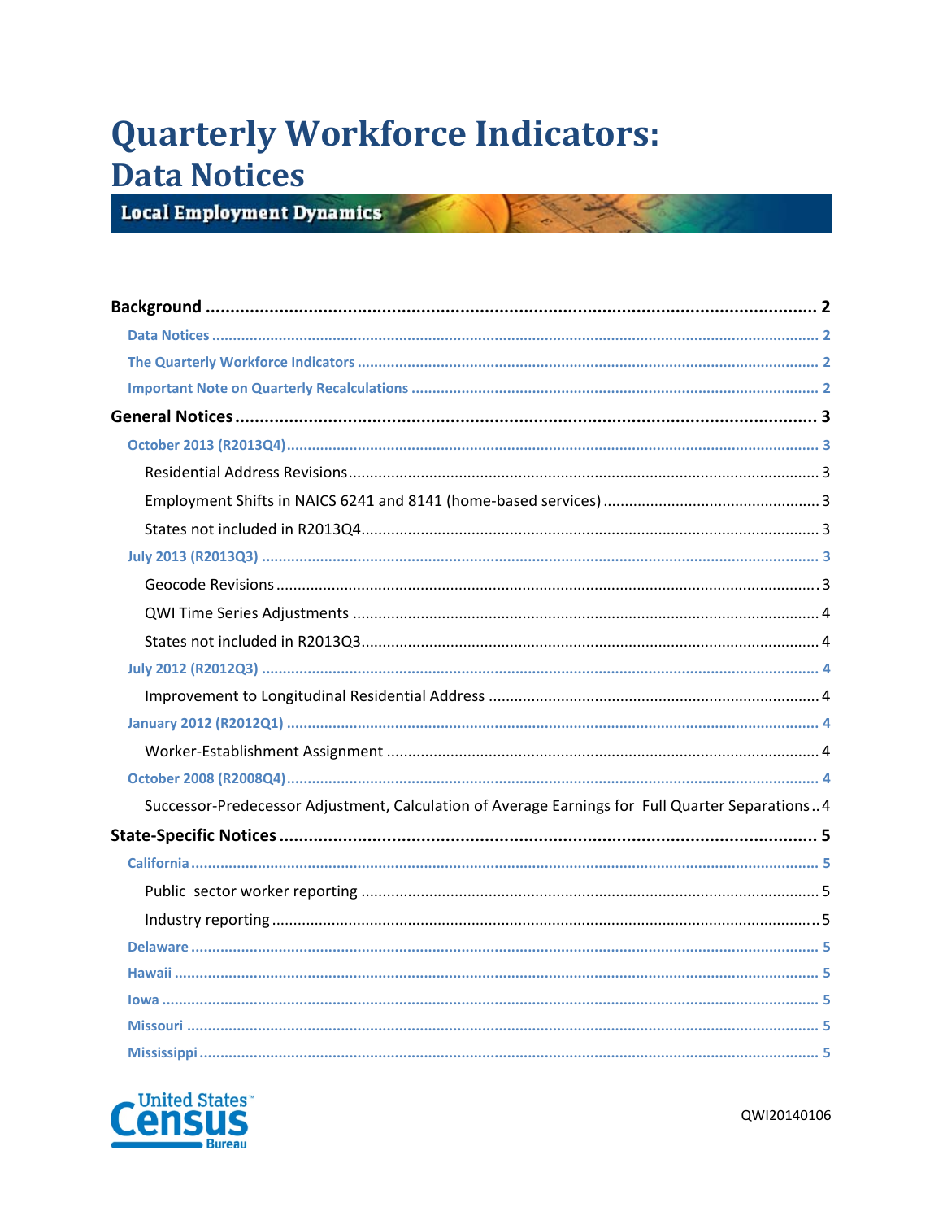# Quarterly Workforce Indicators:
## Data Notices

**Local Employment Dynamics**

- **Background** ... 2
  - Data Notices ... 2
  - The Quarterly Workforce Indicators ... 2
  - Important Note on Quarterly Recalculations ... 2
- **General Notices** ... 3
  - October 2013 (R2013Q4) ... 3
    - Residential Address Revisions ... 3
    - Employment Shifts in NAICS 6241 and 8141 (home-based services) ... 3
    - States not included in R2013Q4 ... 3
  - July 2013 (R2013Q3) ... 3
    - Geocode Revisions ... 3
    - QWI Time Series Adjustments ... 4
    - States not included in R2013Q3 ... 4
  - July 2012 (R2012Q3) ... 4
    - Improvement to Longitudinal Residential Address ... 4
  - January 2012 (R2012Q1) ... 4
    - Worker-Establishment Assignment ... 4
  - October 2008 (R2008Q4) ... 4
    - Successor-Predecessor Adjustment, Calculation of Average Earnings for Full Quarter Separations ... 4
- **State-Specific Notices** ... 5
  - California ... 5
    - Public sector worker reporting ... 5
    - Industry reporting ... 5
  - Delaware ... 5
  - Hawaii ... 5
  - Iowa ... 5
  - Missouri ... 5
  - Mississippi ... 5

United States Census Bureau

QWI20140106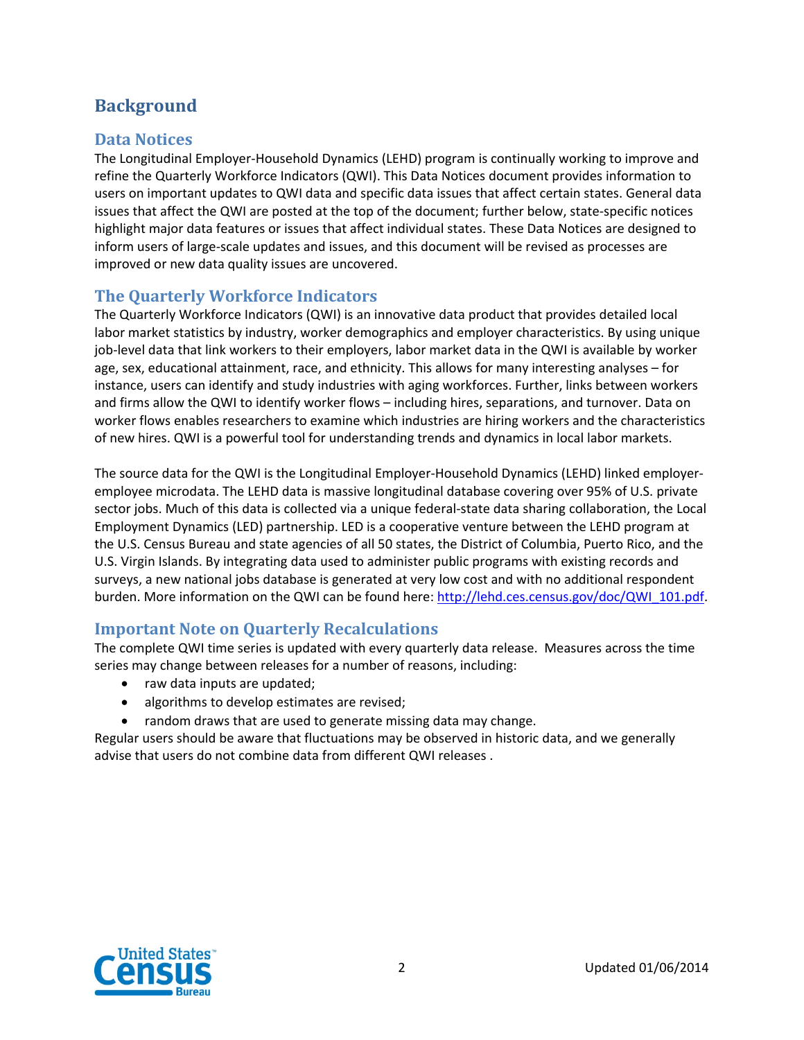# Background

## Data Notices

The Longitudinal Employer-Household Dynamics (LEHD) program is continually working to improve and refine the Quarterly Workforce Indicators (QWI). This Data Notices document provides information to users on important updates to QWI data and specific data issues that affect certain states. General data issues that affect the QWI are posted at the top of the document; further below, state-specific notices highlight major data features or issues that affect individual states. These Data Notices are designed to inform users of large-scale updates and issues, and this document will be revised as processes are improved or new data quality issues are uncovered.

## The Quarterly Workforce Indicators

The Quarterly Workforce Indicators (QWI) is an innovative data product that provides detailed local labor market statistics by industry, worker demographics and employer characteristics. By using unique job-level data that link workers to their employers, labor market data in the QWI is available by worker age, sex, educational attainment, race, and ethnicity. This allows for many interesting analyses – for instance, users can identify and study industries with aging workforces. Further, links between workers and firms allow the QWI to identify worker flows – including hires, separations, and turnover. Data on worker flows enables researchers to examine which industries are hiring workers and the characteristics of new hires. QWI is a powerful tool for understanding trends and dynamics in local labor markets.

The source data for the QWI is the Longitudinal Employer-Household Dynamics (LEHD) linked employer-employee microdata. The LEHD data is massive longitudinal database covering over 95% of U.S. private sector jobs. Much of this data is collected via a unique federal-state data sharing collaboration, the Local Employment Dynamics (LED) partnership. LED is a cooperative venture between the LEHD program at the U.S. Census Bureau and state agencies of all 50 states, the District of Columbia, Puerto Rico, and the U.S. Virgin Islands. By integrating data used to administer public programs with existing records and surveys, a new national jobs database is generated at very low cost and with no additional respondent burden. More information on the QWI can be found here: http://lehd.ces.census.gov/doc/QWI_101.pdf.

## Important Note on Quarterly Recalculations

The complete QWI time series is updated with every quarterly data release. Measures across the time series may change between releases for a number of reasons, including:

- raw data inputs are updated;
- algorithms to develop estimates are revised;
- random draws that are used to generate missing data may change.

Regular users should be aware that fluctuations may be observed in historic data, and we generally advise that users do not combine data from different QWI releases .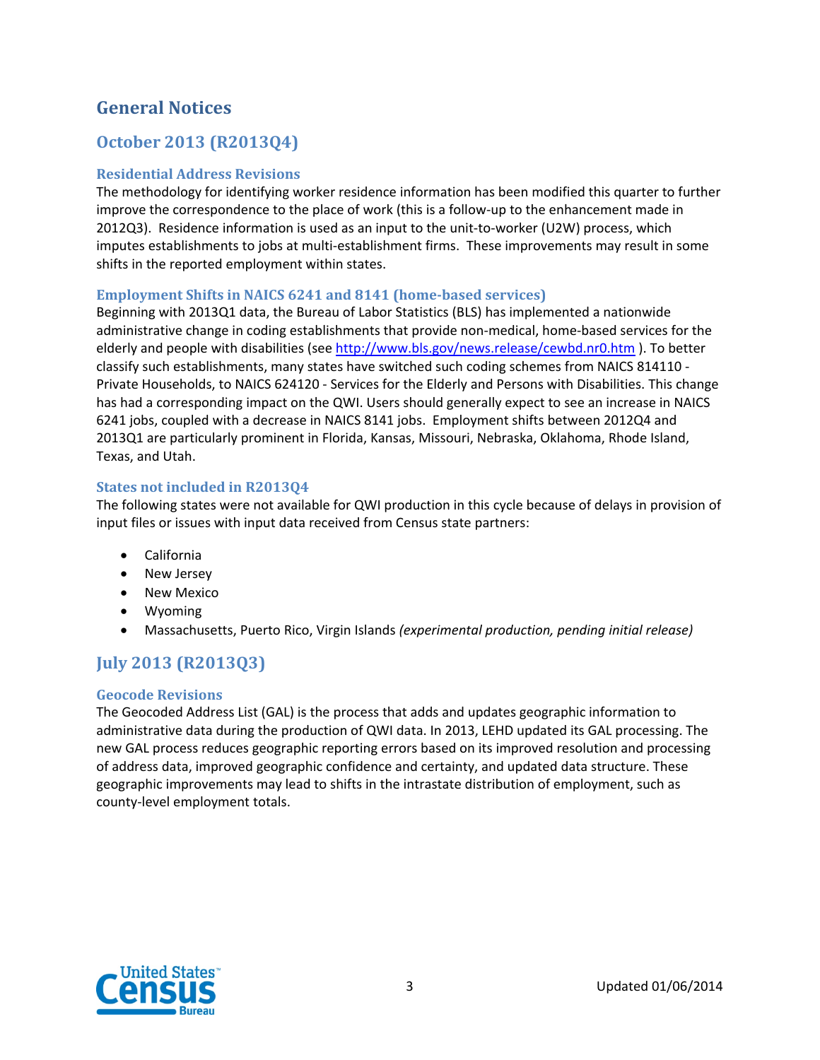# General Notices

## October 2013 (R2013Q4)

### Residential Address Revisions

The methodology for identifying worker residence information has been modified this quarter to further improve the correspondence to the place of work (this is a follow-up to the enhancement made in 2012Q3). Residence information is used as an input to the unit-to-worker (U2W) process, which imputes establishments to jobs at multi-establishment firms. These improvements may result in some shifts in the reported employment within states.

### Employment Shifts in NAICS 6241 and 8141 (home-based services)

Beginning with 2013Q1 data, the Bureau of Labor Statistics (BLS) has implemented a nationwide administrative change in coding establishments that provide non-medical, home-based services for the elderly and people with disabilities (see [http://www.bls.gov/news.release/cewbd.nr0.htm](http://www.bls.gov/news.release/cewbd.nr0.htm) ). To better classify such establishments, many states have switched such coding schemes from NAICS 814110 - Private Households, to NAICS 624120 - Services for the Elderly and Persons with Disabilities. This change has had a corresponding impact on the QWI. Users should generally expect to see an increase in NAICS 6241 jobs, coupled with a decrease in NAICS 8141 jobs. Employment shifts between 2012Q4 and 2013Q1 are particularly prominent in Florida, Kansas, Missouri, Nebraska, Oklahoma, Rhode Island, Texas, and Utah.

### States not included in R2013Q4

The following states were not available for QWI production in this cycle because of delays in provision of input files or issues with input data received from Census state partners:

- California
- New Jersey
- New Mexico
- Wyoming
- Massachusetts, Puerto Rico, Virgin Islands *(experimental production, pending initial release)*

## July 2013 (R2013Q3)

### Geocode Revisions

The Geocoded Address List (GAL) is the process that adds and updates geographic information to administrative data during the production of QWI data. In 2013, LEHD updated its GAL processing. The new GAL process reduces geographic reporting errors based on its improved resolution and processing of address data, improved geographic confidence and certainty, and updated data structure. These geographic improvements may lead to shifts in the intrastate distribution of employment, such as county-level employment totals.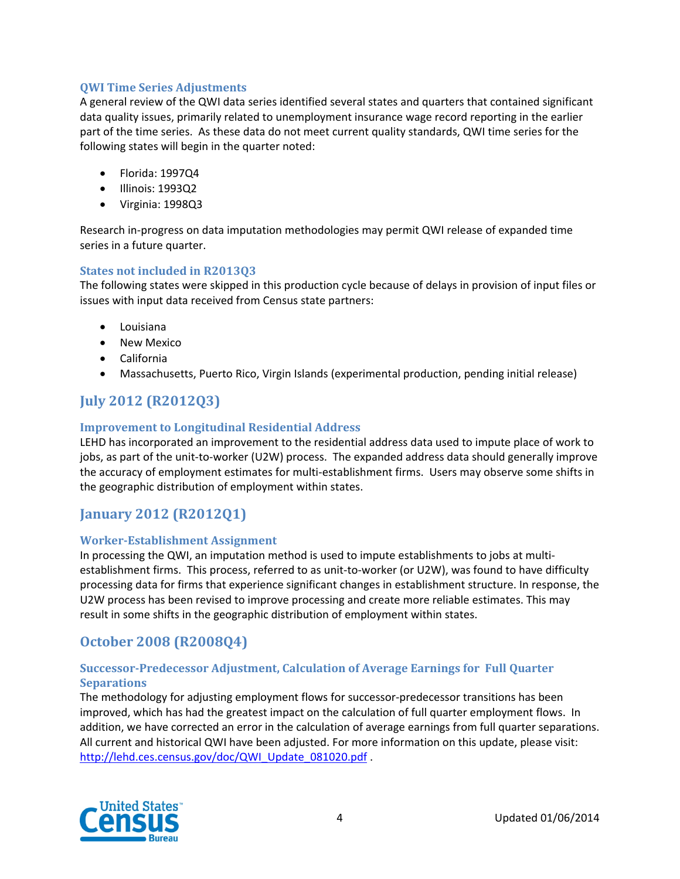### QWI Time Series Adjustments

A general review of the QWI data series identified several states and quarters that contained significant data quality issues, primarily related to unemployment insurance wage record reporting in the earlier part of the time series. As these data do not meet current quality standards, QWI time series for the following states will begin in the quarter noted:

- Florida: 1997Q4
- Illinois: 1993Q2
- Virginia: 1998Q3

Research in-progress on data imputation methodologies may permit QWI release of expanded time series in a future quarter.

### States not included in R2013Q3

The following states were skipped in this production cycle because of delays in provision of input files or issues with input data received from Census state partners:

- Louisiana
- New Mexico
- California
- Massachusetts, Puerto Rico, Virgin Islands (experimental production, pending initial release)

## July 2012 (R2012Q3)

### Improvement to Longitudinal Residential Address

LEHD has incorporated an improvement to the residential address data used to impute place of work to jobs, as part of the unit-to-worker (U2W) process. The expanded address data should generally improve the accuracy of employment estimates for multi-establishment firms. Users may observe some shifts in the geographic distribution of employment within states.

## January 2012 (R2012Q1)

### Worker-Establishment Assignment

In processing the QWI, an imputation method is used to impute establishments to jobs at multi-establishment firms. This process, referred to as unit-to-worker (or U2W), was found to have difficulty processing data for firms that experience significant changes in establishment structure. In response, the U2W process has been revised to improve processing and create more reliable estimates. This may result in some shifts in the geographic distribution of employment within states.

## October 2008 (R2008Q4)

### Successor-Predecessor Adjustment, Calculation of Average Earnings for Full Quarter Separations

The methodology for adjusting employment flows for successor-predecessor transitions has been improved, which has had the greatest impact on the calculation of full quarter employment flows. In addition, we have corrected an error in the calculation of average earnings from full quarter separations. All current and historical QWI have been adjusted. For more information on this update, please visit: http://lehd.ces.census.gov/doc/QWI_Update_081020.pdf .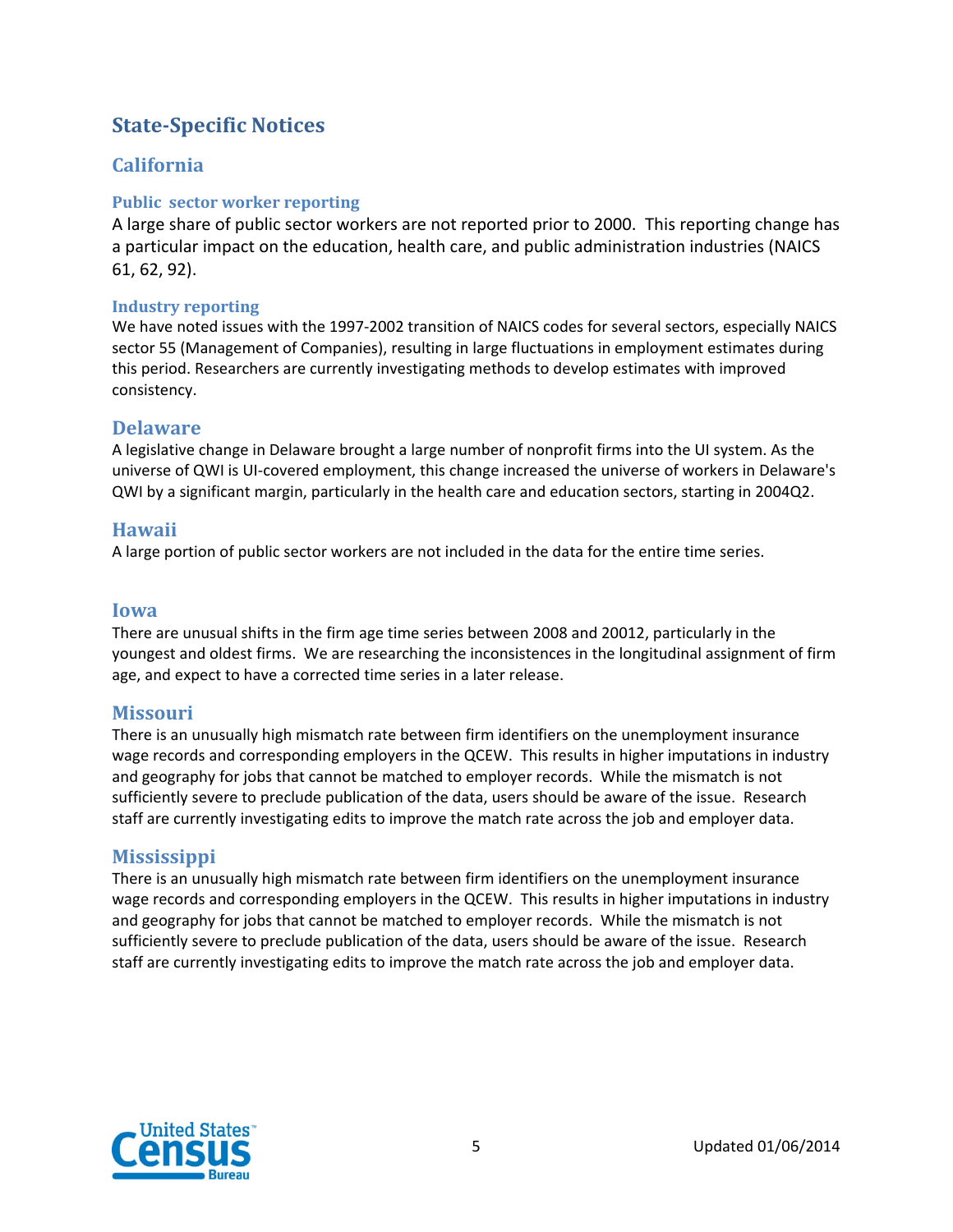## State-Specific Notices

### California

#### Public sector worker reporting

A large share of public sector workers are not reported prior to 2000. This reporting change has a particular impact on the education, health care, and public administration industries (NAICS 61, 62, 92).

#### Industry reporting

We have noted issues with the 1997-2002 transition of NAICS codes for several sectors, especially NAICS sector 55 (Management of Companies), resulting in large fluctuations in employment estimates during this period. Researchers are currently investigating methods to develop estimates with improved consistency.

### Delaware

A legislative change in Delaware brought a large number of nonprofit firms into the UI system. As the universe of QWI is UI-covered employment, this change increased the universe of workers in Delaware's QWI by a significant margin, particularly in the health care and education sectors, starting in 2004Q2.

### Hawaii

A large portion of public sector workers are not included in the data for the entire time series.

### Iowa

There are unusual shifts in the firm age time series between 2008 and 20012, particularly in the youngest and oldest firms. We are researching the inconsistences in the longitudinal assignment of firm age, and expect to have a corrected time series in a later release.

### Missouri

There is an unusually high mismatch rate between firm identifiers on the unemployment insurance wage records and corresponding employers in the QCEW. This results in higher imputations in industry and geography for jobs that cannot be matched to employer records. While the mismatch is not sufficiently severe to preclude publication of the data, users should be aware of the issue. Research staff are currently investigating edits to improve the match rate across the job and employer data.

### Mississippi

There is an unusually high mismatch rate between firm identifiers on the unemployment insurance wage records and corresponding employers in the QCEW. This results in higher imputations in industry and geography for jobs that cannot be matched to employer records. While the mismatch is not sufficiently severe to preclude publication of the data, users should be aware of the issue. Research staff are currently investigating edits to improve the match rate across the job and employer data.